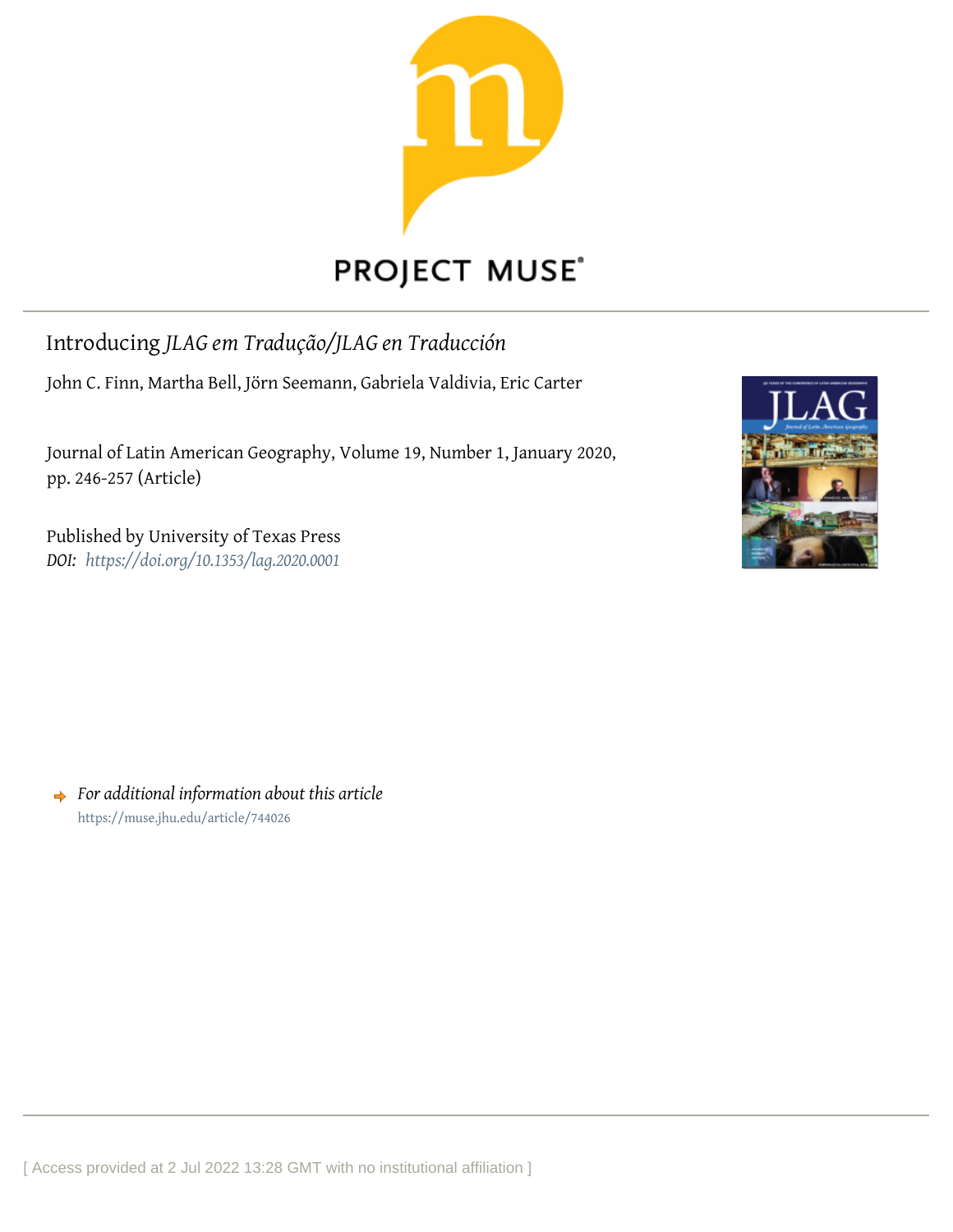PROJECT MUSE

# Introducing *JLAG em Tradução/JLAG en Traducción*

John C. Finn, Martha Bell, Jörn Seemann, Gabriela Valdivia, Eric Carter

Journal of Latin American Geography, Volume 19, Number 1, January 2020, pp. 246-257 (Article)

Published by University of Texas Press
*DOI: https://doi.org/10.1353/lag.2020.0001*

*For additional information about this article*
https://muse.jhu.edu/article/744026

[ Access provided at 2 Jul 2022 13:28 GMT with no institutional affiliation ]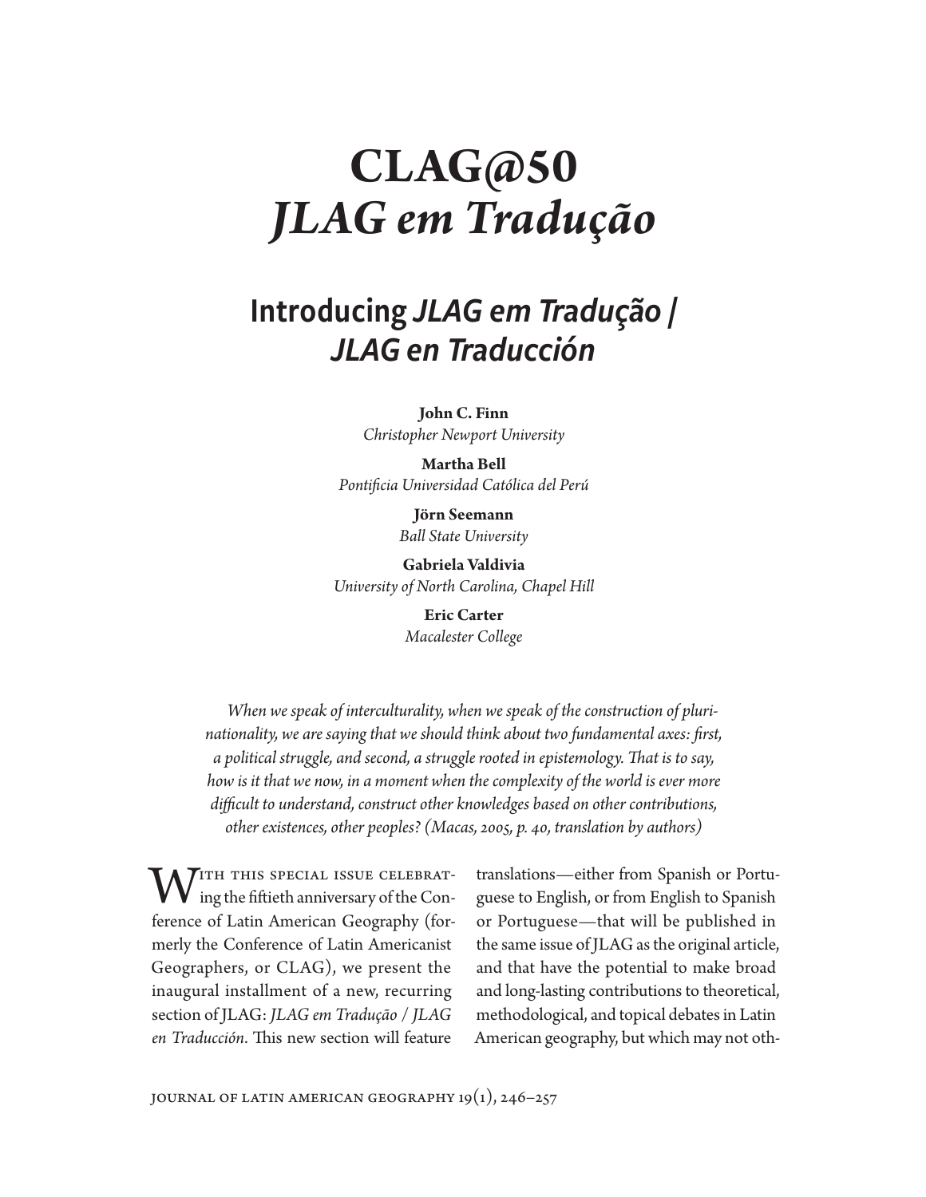# CLAG@50
# *JLAG em Tradução*

## Introducing *JLAG em Tradução / JLAG en Traducción*

**John C. Finn**
*Christopher Newport University*

**Martha Bell**
*Pontificia Universidad Católica del Perú*

**Jörn Seemann**
*Ball State University*

**Gabriela Valdivia**
*University of North Carolina, Chapel Hill*

**Eric Carter**
*Macalester College*

*When we speak of interculturality, when we speak of the construction of plurinationality, we are saying that we should think about two fundamental axes: first, a political struggle, and second, a struggle rooted in epistemology. That is to say, how is it that we now, in a moment when the complexity of the world is ever more difficult to understand, construct other knowledges based on other contributions, other existences, other peoples? (Macas, 2005, p. 40, translation by authors)*

With this special issue celebrating the fiftieth anniversary of the Conference of Latin American Geography (formerly the Conference of Latin Americanist Geographers, or CLAG), we present the inaugural installment of a new, recurring section of JLAG: *JLAG em Tradução / JLAG en Traducción*. This new section will feature translations—either from Spanish or Portuguese to English, or from English to Spanish or Portuguese—that will be published in the same issue of JLAG as the original article, and that have the potential to make broad and long-lasting contributions to theoretical, methodological, and topical debates in Latin American geography, but which may not oth-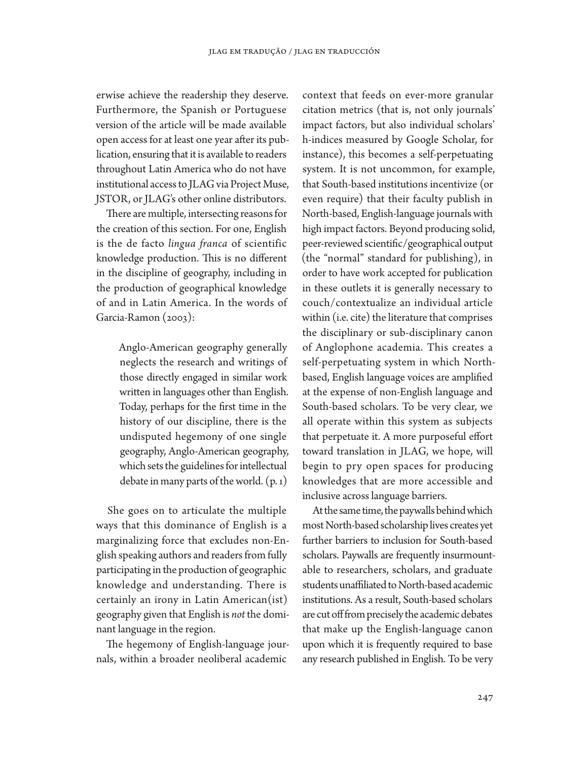erwise achieve the readership they deserve. Furthermore, the Spanish or Portuguese version of the article will be made available open access for at least one year after its publication, ensuring that it is available to readers throughout Latin America who do not have institutional access to JLAG via Project Muse, JSTOR, or JLAG's other online distributors.

There are multiple, intersecting reasons for the creation of this section. For one, English is the de facto *lingua franca* of scientific knowledge production. This is no different in the discipline of geography, including in the production of geographical knowledge of and in Latin America. In the words of Garcia-Ramon (2003):

> Anglo-American geography generally neglects the research and writings of those directly engaged in similar work written in languages other than English. Today, perhaps for the first time in the history of our discipline, there is the undisputed hegemony of one single geography, Anglo-American geography, which sets the guidelines for intellectual debate in many parts of the world. (p. 1)

She goes on to articulate the multiple ways that this dominance of English is a marginalizing force that excludes non-English speaking authors and readers from fully participating in the production of geographic knowledge and understanding. There is certainly an irony in Latin American(ist) geography given that English is *not* the dominant language in the region.

The hegemony of English-language journals, within a broader neoliberal academic context that feeds on ever-more granular citation metrics (that is, not only journals' impact factors, but also individual scholars' h-indices measured by Google Scholar, for instance), this becomes a self-perpetuating system. It is not uncommon, for example, that South-based institutions incentivize (or even require) that their faculty publish in North-based, English-language journals with high impact factors. Beyond producing solid, peer-reviewed scientific/geographical output (the "normal" standard for publishing), in order to have work accepted for publication in these outlets it is generally necessary to couch/contextualize an individual article within (i.e. cite) the literature that comprises the disciplinary or sub-disciplinary canon of Anglophone academia. This creates a self-perpetuating system in which North-based, English language voices are amplified at the expense of non-English language and South-based scholars. To be very clear, we all operate within this system as subjects that perpetuate it. A more purposeful effort toward translation in JLAG, we hope, will begin to pry open spaces for producing knowledges that are more accessible and inclusive across language barriers.

At the same time, the paywalls behind which most North-based scholarship lives creates yet further barriers to inclusion for South-based scholars. Paywalls are frequently insurmountable to researchers, scholars, and graduate students unaffiliated to North-based academic institutions. As a result, South-based scholars are cut off from precisely the academic debates that make up the English-language canon upon which it is frequently required to base any research published in English. To be very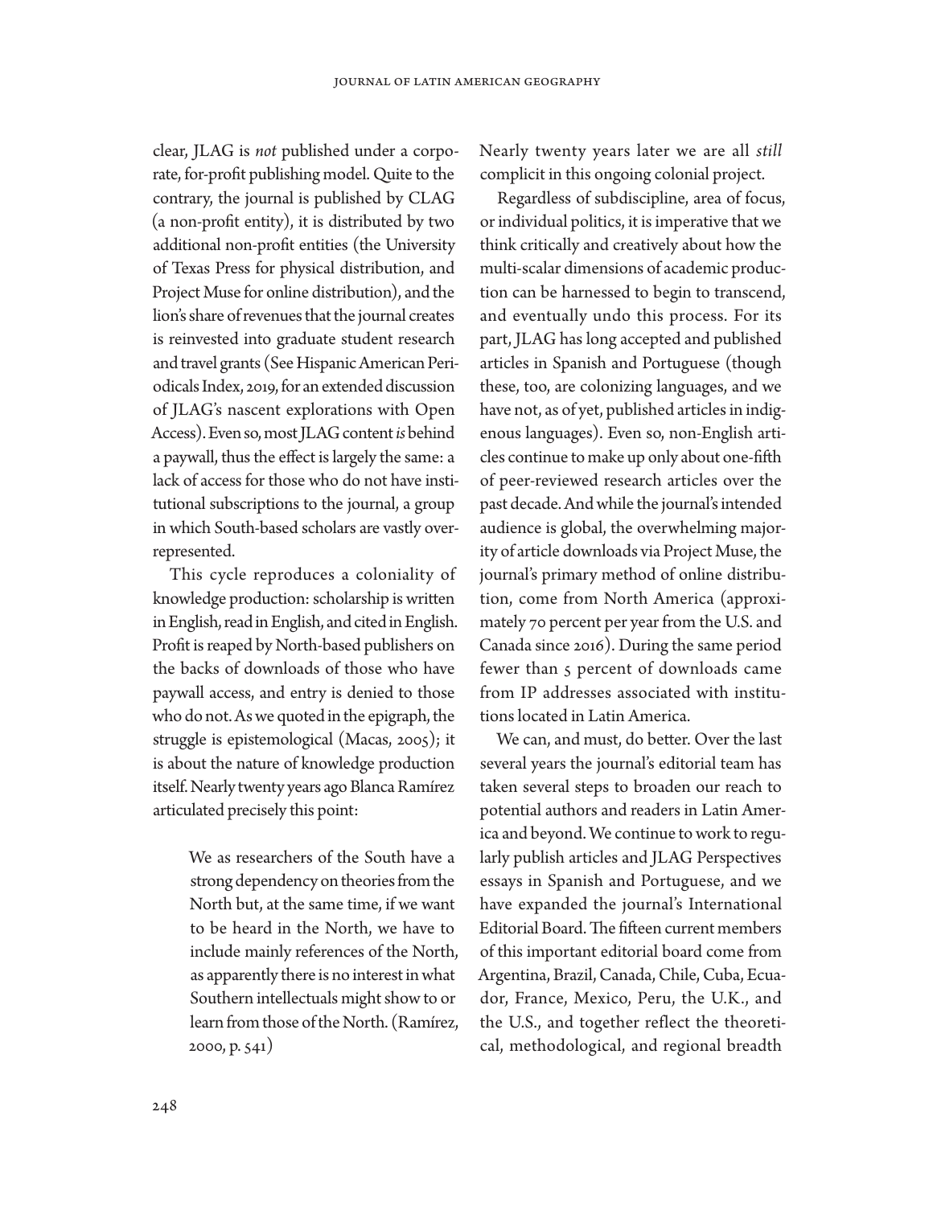clear, JLAG is *not* published under a corporate, for-profit publishing model. Quite to the contrary, the journal is published by CLAG (a non-profit entity), it is distributed by two additional non-profit entities (the University of Texas Press for physical distribution, and Project Muse for online distribution), and the lion's share of revenues that the journal creates is reinvested into graduate student research and travel grants (See Hispanic American Periodicals Index, 2019, for an extended discussion of JLAG's nascent explorations with Open Access). Even so, most JLAG content *is* behind a paywall, thus the effect is largely the same: a lack of access for those who do not have institutional subscriptions to the journal, a group in which South-based scholars are vastly overrepresented.

This cycle reproduces a coloniality of knowledge production: scholarship is written in English, read in English, and cited in English. Profit is reaped by North-based publishers on the backs of downloads of those who have paywall access, and entry is denied to those who do not. As we quoted in the epigraph, the struggle is epistemological (Macas, 2005); it is about the nature of knowledge production itself. Nearly twenty years ago Blanca Ramírez articulated precisely this point:

> We as researchers of the South have a strong dependency on theories from the North but, at the same time, if we want to be heard in the North, we have to include mainly references of the North, as apparently there is no interest in what Southern intellectuals might show to or learn from those of the North. (Ramírez, 2000, p. 541)

Nearly twenty years later we are all *still* complicit in this ongoing colonial project.

Regardless of subdiscipline, area of focus, or individual politics, it is imperative that we think critically and creatively about how the multi-scalar dimensions of academic production can be harnessed to begin to transcend, and eventually undo this process. For its part, JLAG has long accepted and published articles in Spanish and Portuguese (though these, too, are colonizing languages, and we have not, as of yet, published articles in indigenous languages). Even so, non-English articles continue to make up only about one-fifth of peer-reviewed research articles over the past decade. And while the journal's intended audience is global, the overwhelming majority of article downloads via Project Muse, the journal's primary method of online distribution, come from North America (approximately 70 percent per year from the U.S. and Canada since 2016). During the same period fewer than 5 percent of downloads came from IP addresses associated with institutions located in Latin America.

We can, and must, do better. Over the last several years the journal's editorial team has taken several steps to broaden our reach to potential authors and readers in Latin America and beyond. We continue to work to regularly publish articles and JLAG Perspectives essays in Spanish and Portuguese, and we have expanded the journal's International Editorial Board. The fifteen current members of this important editorial board come from Argentina, Brazil, Canada, Chile, Cuba, Ecuador, France, Mexico, Peru, the U.K., and the U.S., and together reflect the theoretical, methodological, and regional breadth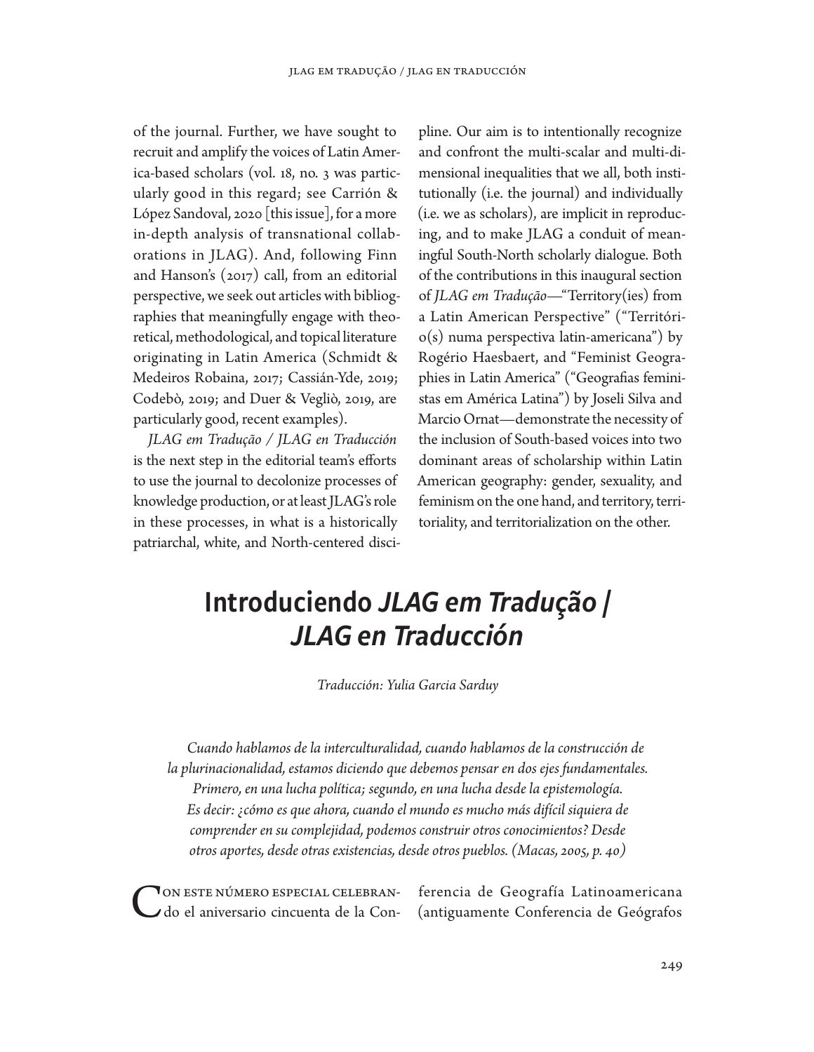of the journal. Further, we have sought to recruit and amplify the voices of Latin America-based scholars (vol. 18, no. 3 was particularly good in this regard; see Carrión & López Sandoval, 2020 [this issue], for a more in-depth analysis of transnational collaborations in JLAG). And, following Finn and Hanson's (2017) call, from an editorial perspective, we seek out articles with bibliographies that meaningfully engage with theoretical, methodological, and topical literature originating in Latin America (Schmidt & Medeiros Robaina, 2017; Cassián-Yde, 2019; Codebò, 2019; and Duer & Vegliò, 2019, are particularly good, recent examples).

*JLAG em Tradução / JLAG en Traducción* is the next step in the editorial team's efforts to use the journal to decolonize processes of knowledge production, or at least JLAG's role in these processes, in what is a historically patriarchal, white, and North-centered discipline. Our aim is to intentionally recognize and confront the multi-scalar and multi-dimensional inequalities that we all, both institutionally (i.e. the journal) and individually (i.e. we as scholars), are implicit in reproducing, and to make JLAG a conduit of meaningful South-North scholarly dialogue. Both of the contributions in this inaugural section of *JLAG em Tradução*—"Territory(ies) from a Latin American Perspective" ("Território(s) numa perspectiva latin-americana") by Rogério Haesbaert, and "Feminist Geographies in Latin America" ("Geografias feministas em América Latina") by Joseli Silva and Marcio Ornat—demonstrate the necessity of the inclusion of South-based voices into two dominant areas of scholarship within Latin American geography: gender, sexuality, and feminism on the one hand, and territory, territoriality, and territorialization on the other.

# Introduciendo *JLAG em Tradução | JLAG en Traducción*

*Traducción: Yulia Garcia Sarduy*

> *Cuando hablamos de la interculturalidad, cuando hablamos de la construcción de la plurinacionalidad, estamos diciendo que debemos pensar en dos ejes fundamentales. Primero, en una lucha política; segundo, en una lucha desde la epistemología. Es decir: ¿cómo es que ahora, cuando el mundo es mucho más difícil siquiera de comprender en su complejidad, podemos construir otros conocimientos? Desde otros aportes, desde otras existencias, desde otros pueblos. (Macas, 2005, p. 40)*

Con este número especial celebrando el aniversario cincuenta de la Conferencia de Geografía Latinoamericana (antiguamente Conferencia de Geógrafos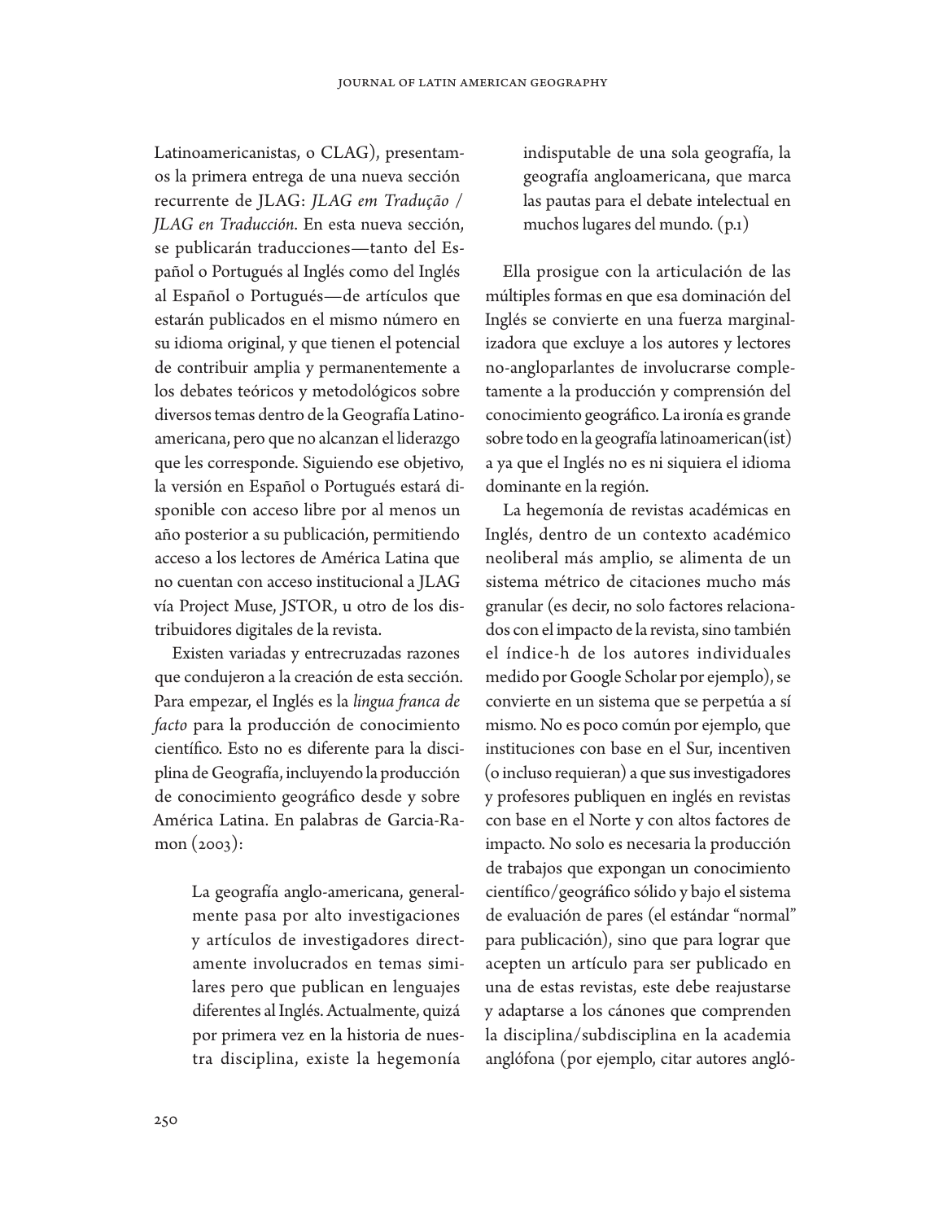Latinoamericanistas, o CLAG), presentamos la primera entrega de una nueva sección recurrente de JLAG: *JLAG em Tradução / JLAG en Traducción.* En esta nueva sección, se publicarán traducciones—tanto del Español o Portugués al Inglés como del Inglés al Español o Portugués—de artículos que estarán publicados en el mismo número en su idioma original, y que tienen el potencial de contribuir amplia y permanentemente a los debates teóricos y metodológicos sobre diversos temas dentro de la Geografía Latinoamericana, pero que no alcanzan el liderazgo que les corresponde. Siguiendo ese objetivo, la versión en Español o Portugués estará disponible con acceso libre por al menos un año posterior a su publicación, permitiendo acceso a los lectores de América Latina que no cuentan con acceso institucional a JLAG vía Project Muse, JSTOR, u otro de los distribuidores digitales de la revista.

Existen variadas y entrecruzadas razones que condujeron a la creación de esta sección. Para empezar, el Inglés es la *lingua franca de facto* para la producción de conocimiento científico. Esto no es diferente para la disciplina de Geografía, incluyendo la producción de conocimiento geográfico desde y sobre América Latina. En palabras de Garcia-Ramon (2003):

> La geografía anglo-americana, generalmente pasa por alto investigaciones y artículos de investigadores directamente involucrados en temas similares pero que publican en lenguajes diferentes al Inglés. Actualmente, quizá por primera vez en la historia de nuestra disciplina, existe la hegemonía indisputable de una sola geografía, la geografía angloamericana, que marca las pautas para el debate intelectual en muchos lugares del mundo. (p.1)

Ella prosigue con la articulación de las múltiples formas en que esa dominación del Inglés se convierte en una fuerza marginalizadora que excluye a los autores y lectores no-angloparlantes de involucrarse completamente a la producción y comprensión del conocimiento geográfico. La ironía es grande sobre todo en la geografía latinoamerican(ist)a ya que el Inglés no es ni siquiera el idioma dominante en la región.

La hegemonía de revistas académicas en Inglés, dentro de un contexto académico neoliberal más amplio, se alimenta de un sistema métrico de citaciones mucho más granular (es decir, no solo factores relacionados con el impacto de la revista, sino también el índice-h de los autores individuales medido por Google Scholar por ejemplo), se convierte en un sistema que se perpetúa a sí mismo. No es poco común por ejemplo, que instituciones con base en el Sur, incentiven (o incluso requieran) a que sus investigadores y profesores publiquen en inglés en revistas con base en el Norte y con altos factores de impacto. No solo es necesaria la producción de trabajos que expongan un conocimiento científico/geográfico sólido y bajo el sistema de evaluación de pares (el estándar "normal" para publicación), sino que para lograr que acepten un artículo para ser publicado en una de estas revistas, este debe reajustarse y adaptarse a los cánones que comprenden la disciplina/subdisciplina en la academia anglófona (por ejemplo, citar autores angló-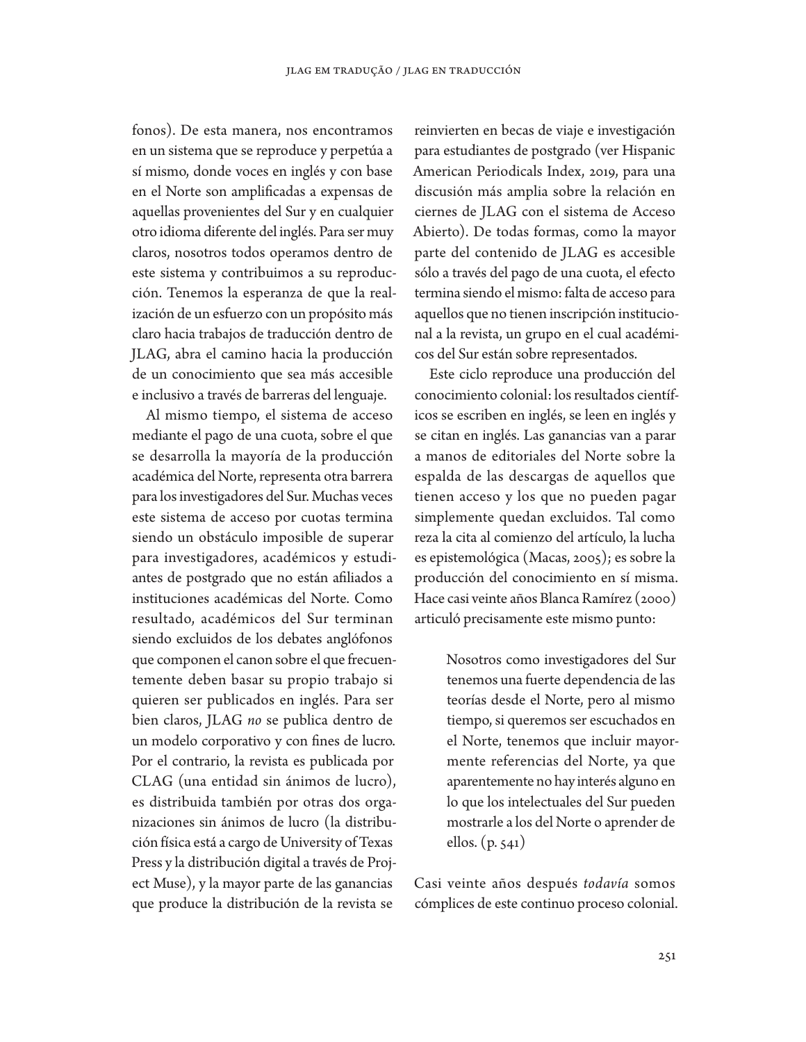fonos). De esta manera, nos encontramos en un sistema que se reproduce y perpetúa a sí mismo, donde voces en inglés y con base en el Norte son amplificadas a expensas de aquellas provenientes del Sur y en cualquier otro idioma diferente del inglés. Para ser muy claros, nosotros todos operamos dentro de este sistema y contribuimos a su reproducción. Tenemos la esperanza de que la realización de un esfuerzo con un propósito más claro hacia trabajos de traducción dentro de JLAG, abra el camino hacia la producción de un conocimiento que sea más accesible e inclusivo a través de barreras del lenguaje.

Al mismo tiempo, el sistema de acceso mediante el pago de una cuota, sobre el que se desarrolla la mayoría de la producción académica del Norte, representa otra barrera para los investigadores del Sur. Muchas veces este sistema de acceso por cuotas termina siendo un obstáculo imposible de superar para investigadores, académicos y estudiantes de postgrado que no están afiliados a instituciones académicas del Norte. Como resultado, académicos del Sur terminan siendo excluidos de los debates anglófonos que componen el canon sobre el que frecuentemente deben basar su propio trabajo si quieren ser publicados en inglés. Para ser bien claros, JLAG *no* se publica dentro de un modelo corporativo y con fines de lucro. Por el contrario, la revista es publicada por CLAG (una entidad sin ánimos de lucro), es distribuida también por otras dos organizaciones sin ánimos de lucro (la distribución física está a cargo de University of Texas Press y la distribución digital a través de Project Muse), y la mayor parte de las ganancias que produce la distribución de la revista se reinvierten en becas de viaje e investigación para estudiantes de postgrado (ver Hispanic American Periodicals Index, 2019, para una discusión más amplia sobre la relación en ciernes de JLAG con el sistema de Acceso Abierto). De todas formas, como la mayor parte del contenido de JLAG es accesible sólo a través del pago de una cuota, el efecto termina siendo el mismo: falta de acceso para aquellos que no tienen inscripción institucional a la revista, un grupo en el cual académicos del Sur están sobre representados.

Este ciclo reproduce una producción del conocimiento colonial: los resultados científicos se escriben en inglés, se leen en inglés y se citan en inglés. Las ganancias van a parar a manos de editoriales del Norte sobre la espalda de las descargas de aquellos que tienen acceso y los que no pueden pagar simplemente quedan excluidos. Tal como reza la cita al comienzo del artículo, la lucha es epistemológica (Macas, 2005); es sobre la producción del conocimiento en sí misma. Hace casi veinte años Blanca Ramírez (2000) articuló precisamente este mismo punto:

> Nosotros como investigadores del Sur tenemos una fuerte dependencia de las teorías desde el Norte, pero al mismo tiempo, si queremos ser escuchados en el Norte, tenemos que incluir mayormente referencias del Norte, ya que aparentemente no hay interés alguno en lo que los intelectuales del Sur pueden mostrarle a los del Norte o aprender de ellos. (p. 541)

Casi veinte años después *todavía* somos cómplices de este continuo proceso colonial.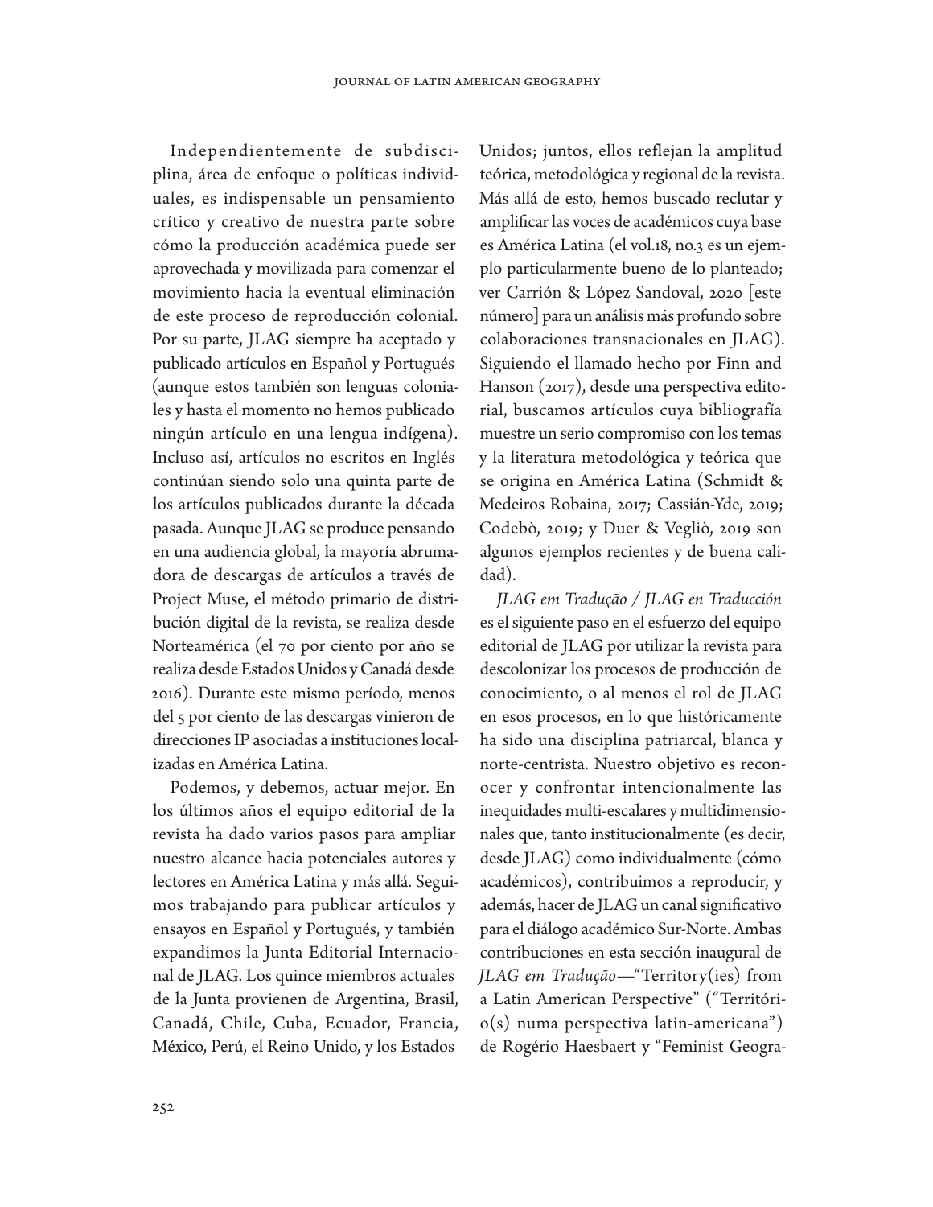Independientemente de subdisciplina, área de enfoque o políticas individuales, es indispensable un pensamiento crítico y creativo de nuestra parte sobre cómo la producción académica puede ser aprovechada y movilizada para comenzar el movimiento hacia la eventual eliminación de este proceso de reproducción colonial. Por su parte, JLAG siempre ha aceptado y publicado artículos en Español y Portugués (aunque estos también son lenguas coloniales y hasta el momento no hemos publicado ningún artículo en una lengua indígena). Incluso así, artículos no escritos en Inglés continúan siendo solo una quinta parte de los artículos publicados durante la década pasada. Aunque JLAG se produce pensando en una audiencia global, la mayoría abrumadora de descargas de artículos a través de Project Muse, el método primario de distribución digital de la revista, se realiza desde Norteamérica (el 70 por ciento por año se realiza desde Estados Unidos y Canadá desde 2016). Durante este mismo período, menos del 5 por ciento de las descargas vinieron de direcciones IP asociadas a instituciones localizadas en América Latina.

Podemos, y debemos, actuar mejor. En los últimos años el equipo editorial de la revista ha dado varios pasos para ampliar nuestro alcance hacia potenciales autores y lectores en América Latina y más allá. Seguimos trabajando para publicar artículos y ensayos en Español y Portugués, y también expandimos la Junta Editorial Internacional de JLAG. Los quince miembros actuales de la Junta provienen de Argentina, Brasil, Canadá, Chile, Cuba, Ecuador, Francia, México, Perú, el Reino Unido, y los Estados Unidos; juntos, ellos reflejan la amplitud teórica, metodológica y regional de la revista. Más allá de esto, hemos buscado reclutar y amplificar las voces de académicos cuya base es América Latina (el vol.18, no.3 es un ejemplo particularmente bueno de lo planteado; ver Carrión & López Sandoval, 2020 [este número] para un análisis más profundo sobre colaboraciones transnacionales en JLAG). Siguiendo el llamado hecho por Finn and Hanson (2017), desde una perspectiva editorial, buscamos artículos cuya bibliografía muestre un serio compromiso con los temas y la literatura metodológica y teórica que se origina en América Latina (Schmidt & Medeiros Robaina, 2017; Cassián-Yde, 2019; Codebò, 2019; y Duer & Vegliò, 2019 son algunos ejemplos recientes y de buena calidad).

*JLAG em Tradução / JLAG en Traducción* es el siguiente paso en el esfuerzo del equipo editorial de JLAG por utilizar la revista para descolonizar los procesos de producción de conocimiento, o al menos el rol de JLAG en esos procesos, en lo que históricamente ha sido una disciplina patriarcal, blanca y norte-centrista. Nuestro objetivo es reconocer y confrontar intencionalmente las inequidades multi-escalares y multidimensionales que, tanto institucionalmente (es decir, desde JLAG) como individualmente (cómo académicos), contribuimos a reproducir, y además, hacer de JLAG un canal significativo para el diálogo académico Sur-Norte. Ambas contribuciones en esta sección inaugural de *JLAG em Tradução*—"Territory(ies) from a Latin American Perspective" ("Território(s) numa perspectiva latin-americana") de Rogério Haesbaert y "Feminist Geogra-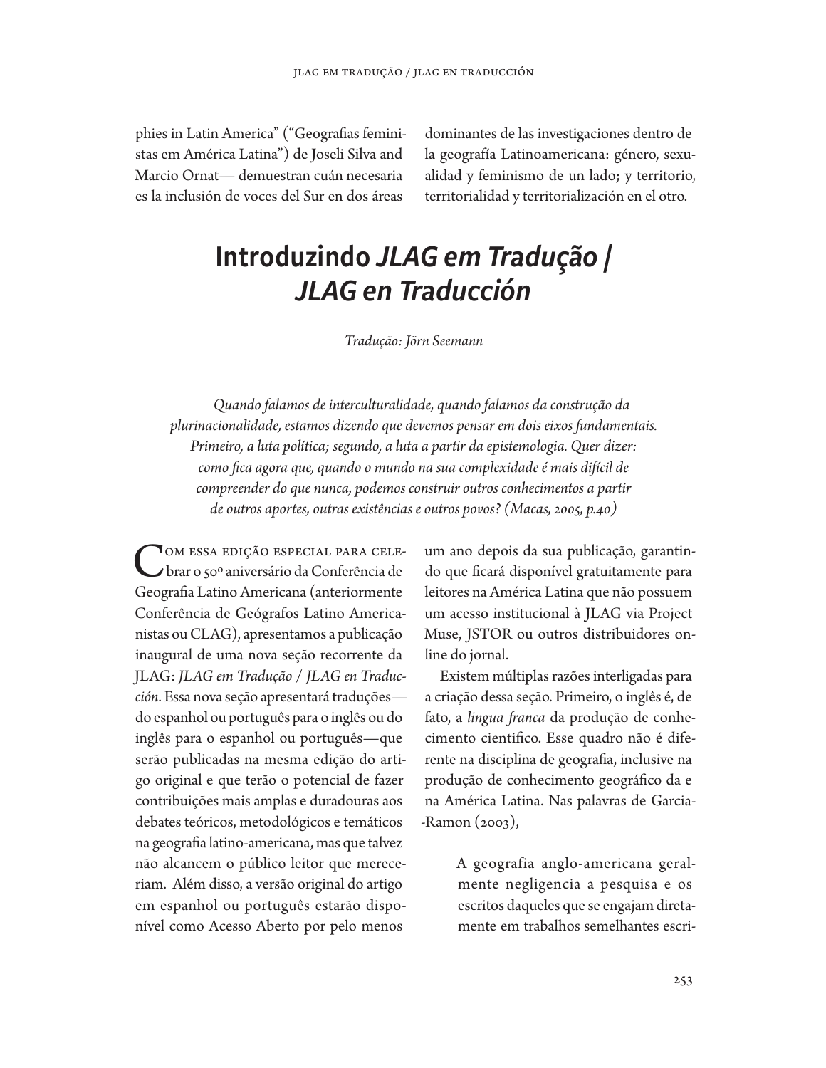phies in Latin America" ("Geografias feministas em América Latina") de Joseli Silva and Marcio Ornat— demuestran cuán necesaria es la inclusión de voces del Sur en dos áreas dominantes de las investigaciones dentro de la geografía Latinoamericana: género, sexualidad y feminismo de un lado; y territorio, territorialidad y territorialización en el otro.

# Introduzindo *JLAG em Tradução / JLAG en Traducción*

*Tradução: Jörn Seemann*

> *Quando falamos de interculturalidade, quando falamos da construção da plurinacionalidade, estamos dizendo que devemos pensar em dois eixos fundamentais. Primeiro, a luta política; segundo, a luta a partir da epistemologia. Quer dizer: como fica agora que, quando o mundo na sua complexidade é mais difícil de compreender do que nunca, podemos construir outros conhecimentos a partir de outros aportes, outras existências e outros povos? (Macas, 2005, p.40)*

Com essa edição especial para celebrar o 50º aniversário da Conferência de Geografia Latino Americana (anteriormente Conferência de Geógrafos Latino Americanistas ou CLAG), apresentamos a publicação inaugural de uma nova seção recorrente da JLAG: *JLAG em Tradução / JLAG en Traducción*. Essa nova seção apresentará traduções—do espanhol ou português para o inglês ou do inglês para o espanhol ou português—que serão publicadas na mesma edição do artigo original e que terão o potencial de fazer contribuições mais amplas e duradouras aos debates teóricos, metodológicos e temáticos na geografia latino-americana, mas que talvez não alcancem o público leitor que mereceriam. Além disso, a versão original do artigo em espanhol ou português estarão disponível como Acesso Aberto por pelo menos um ano depois da sua publicação, garantindo que ficará disponível gratuitamente para leitores na América Latina que não possuem um acesso institucional à JLAG via Project Muse, JSTOR ou outros distribuidores online do jornal.

Existem múltiplas razões interligadas para a criação dessa seção. Primeiro, o inglês é, de fato, a *lingua franca* da produção de conhecimento cientifico. Esse quadro não é diferente na disciplina de geografia, inclusive na produção de conhecimento geográfico da e na América Latina. Nas palavras de Garcia-Ramon (2003),

> A geografia anglo-americana geralmente negligencia a pesquisa e os escritos daqueles que se engajam diretamente em trabalhos semelhantes escri-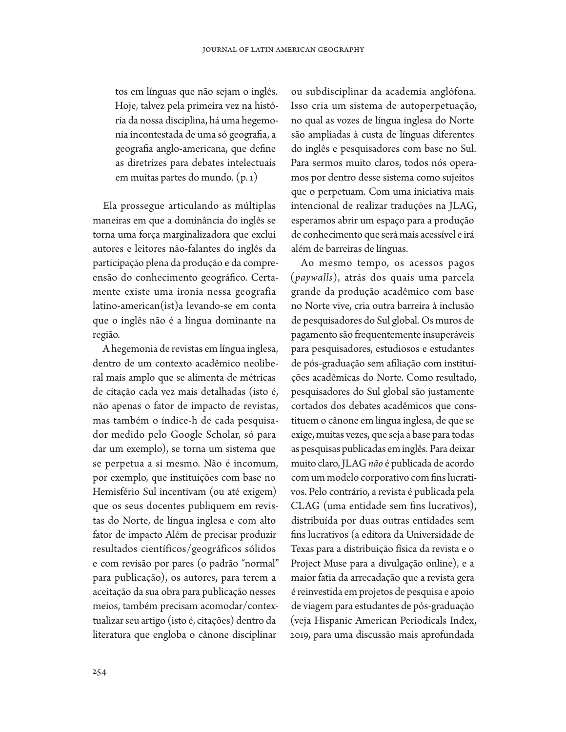> tos em línguas que não sejam o inglês. Hoje, talvez pela primeira vez na história da nossa disciplina, há uma hegemonia incontestada de uma só geografia, a geografia anglo-americana, que define as diretrizes para debates intelectuais em muitas partes do mundo. (p. 1)

Ela prossegue articulando as múltiplas maneiras em que a dominância do inglês se torna uma força marginalizadora que exclui autores e leitores não-falantes do inglês da participação plena da produção e da compreensão do conhecimento geográfico. Certamente existe uma ironia nessa geografia latino-american(ist)a levando-se em conta que o inglês não é a língua dominante na região.

A hegemonia de revistas em língua inglesa, dentro de um contexto acadêmico neoliberal mais amplo que se alimenta de métricas de citação cada vez mais detalhadas (isto é, não apenas o fator de impacto de revistas, mas também o índice-h de cada pesquisador medido pelo Google Scholar, só para dar um exemplo), se torna um sistema que se perpetua a si mesmo. Não é incomum, por exemplo, que instituições com base no Hemisfério Sul incentivam (ou até exigem) que os seus docentes publiquem em revistas do Norte, de língua inglesa e com alto fator de impacto Além de precisar produzir resultados científicos/geográficos sólidos e com revisão por pares (o padrão "normal" para publicação), os autores, para terem a aceitação da sua obra para publicação nesses meios, também precisam acomodar/contextualizar seu artigo (isto é, citações) dentro da literatura que engloba o cânone disciplinar ou subdisciplinar da academia anglófona. Isso cria um sistema de autoperpetuação, no qual as vozes de língua inglesa do Norte são ampliadas à custa de línguas diferentes do inglês e pesquisadores com base no Sul. Para sermos muito claros, todos nós operamos por dentro desse sistema como sujeitos que o perpetuam. Com uma iniciativa mais intencional de realizar traduções na JLAG, esperamos abrir um espaço para a produção de conhecimento que será mais acessível e irá além de barreiras de línguas.

Ao mesmo tempo, os acessos pagos (*paywalls*), atrás dos quais uma parcela grande da produção acadêmico com base no Norte vive, cria outra barreira à inclusão de pesquisadores do Sul global. Os muros de pagamento são frequentemente insuperáveis para pesquisadores, estudiosos e estudantes de pós-graduação sem afiliação com instituições acadêmicas do Norte. Como resultado, pesquisadores do Sul global são justamente cortados dos debates acadêmicos que constituem o cânone em língua inglesa, de que se exige, muitas vezes, que seja a base para todas as pesquisas publicadas em inglês. Para deixar muito claro, JLAG *não* é publicada de acordo com um modelo corporativo com fins lucrativos. Pelo contrário, a revista é publicada pela CLAG (uma entidade sem fins lucrativos), distribuída por duas outras entidades sem fins lucrativos (a editora da Universidade de Texas para a distribuição física da revista e o Project Muse para a divulgação online), e a maior fatia da arrecadação que a revista gera é reinvestida em projetos de pesquisa e apoio de viagem para estudantes de pós-graduação (veja Hispanic American Periodicals Index, 2019, para uma discussão mais aprofundada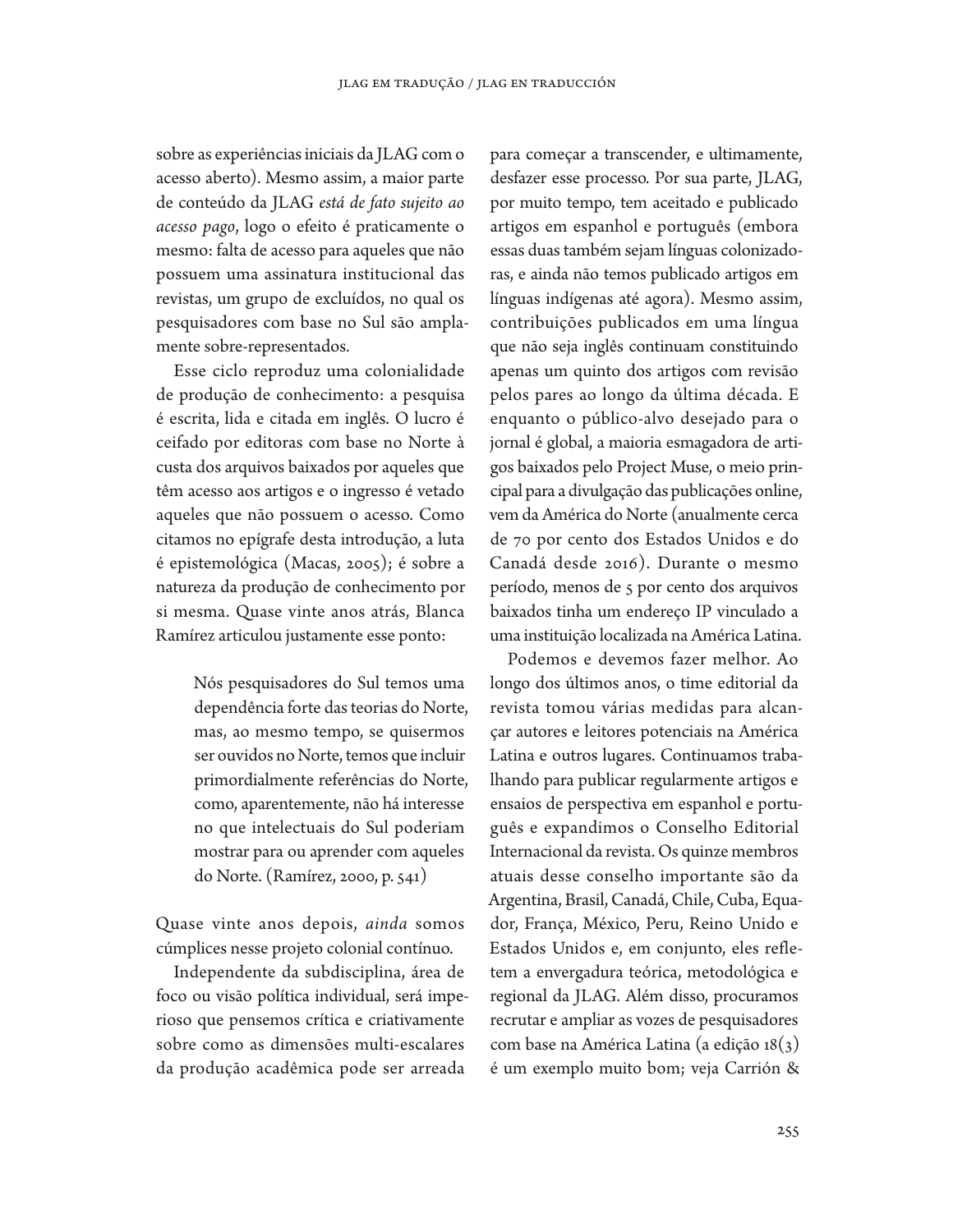sobre as experiências iniciais da JLAG com o acesso aberto). Mesmo assim, a maior parte de conteúdo da JLAG *está de fato sujeito ao acesso pago*, logo o efeito é praticamente o mesmo: falta de acesso para aqueles que não possuem uma assinatura institucional das revistas, um grupo de excluídos, no qual os pesquisadores com base no Sul são amplamente sobre-representados.

Esse ciclo reproduz uma colonialidade de produção de conhecimento: a pesquisa é escrita, lida e citada em inglês. O lucro é ceifado por editoras com base no Norte à custa dos arquivos baixados por aqueles que têm acesso aos artigos e o ingresso é vetado aqueles que não possuem o acesso. Como citamos no epígrafe desta introdução, a luta é epistemológica (Macas, 2005); é sobre a natureza da produção de conhecimento por si mesma. Quase vinte anos atrás, Blanca Ramírez articulou justamente esse ponto:

> Nós pesquisadores do Sul temos uma dependência forte das teorias do Norte, mas, ao mesmo tempo, se quisermos ser ouvidos no Norte, temos que incluir primordialmente referências do Norte, como, aparentemente, não há interesse no que intelectuais do Sul poderiam mostrar para ou aprender com aqueles do Norte. (Ramírez, 2000, p. 541)

Quase vinte anos depois, *ainda* somos cúmplices nesse projeto colonial contínuo.

Independente da subdisciplina, área de foco ou visão política individual, será imperioso que pensemos crítica e criativamente sobre como as dimensões multi-escalares da produção acadêmica pode ser arreada para começar a transcender, e ultimamente, desfazer esse processo. Por sua parte, JLAG, por muito tempo, tem aceitado e publicado artigos em espanhol e português (embora essas duas também sejam línguas colonizadoras, e ainda não temos publicado artigos em línguas indígenas até agora). Mesmo assim, contribuições publicados em uma língua que não seja inglês continuam constituindo apenas um quinto dos artigos com revisão pelos pares ao longo da última década. E enquanto o público-alvo desejado para o jornal é global, a maioria esmagadora de artigos baixados pelo Project Muse, o meio principal para a divulgação das publicações online, vem da América do Norte (anualmente cerca de 70 por cento dos Estados Unidos e do Canadá desde 2016). Durante o mesmo período, menos de 5 por cento dos arquivos baixados tinha um endereço IP vinculado a uma instituição localizada na América Latina.

Podemos e devemos fazer melhor. Ao longo dos últimos anos, o time editorial da revista tomou várias medidas para alcançar autores e leitores potenciais na América Latina e outros lugares. Continuamos trabalhando para publicar regularmente artigos e ensaios de perspectiva em espanhol e português e expandimos o Conselho Editorial Internacional da revista. Os quinze membros atuais desse conselho importante são da Argentina, Brasil, Canadá, Chile, Cuba, Equador, França, México, Peru, Reino Unido e Estados Unidos e, em conjunto, eles refletem a envergadura teórica, metodológica e regional da JLAG. Além disso, procuramos recrutar e ampliar as vozes de pesquisadores com base na América Latina (a edição 18(3) é um exemplo muito bom; veja Carrión &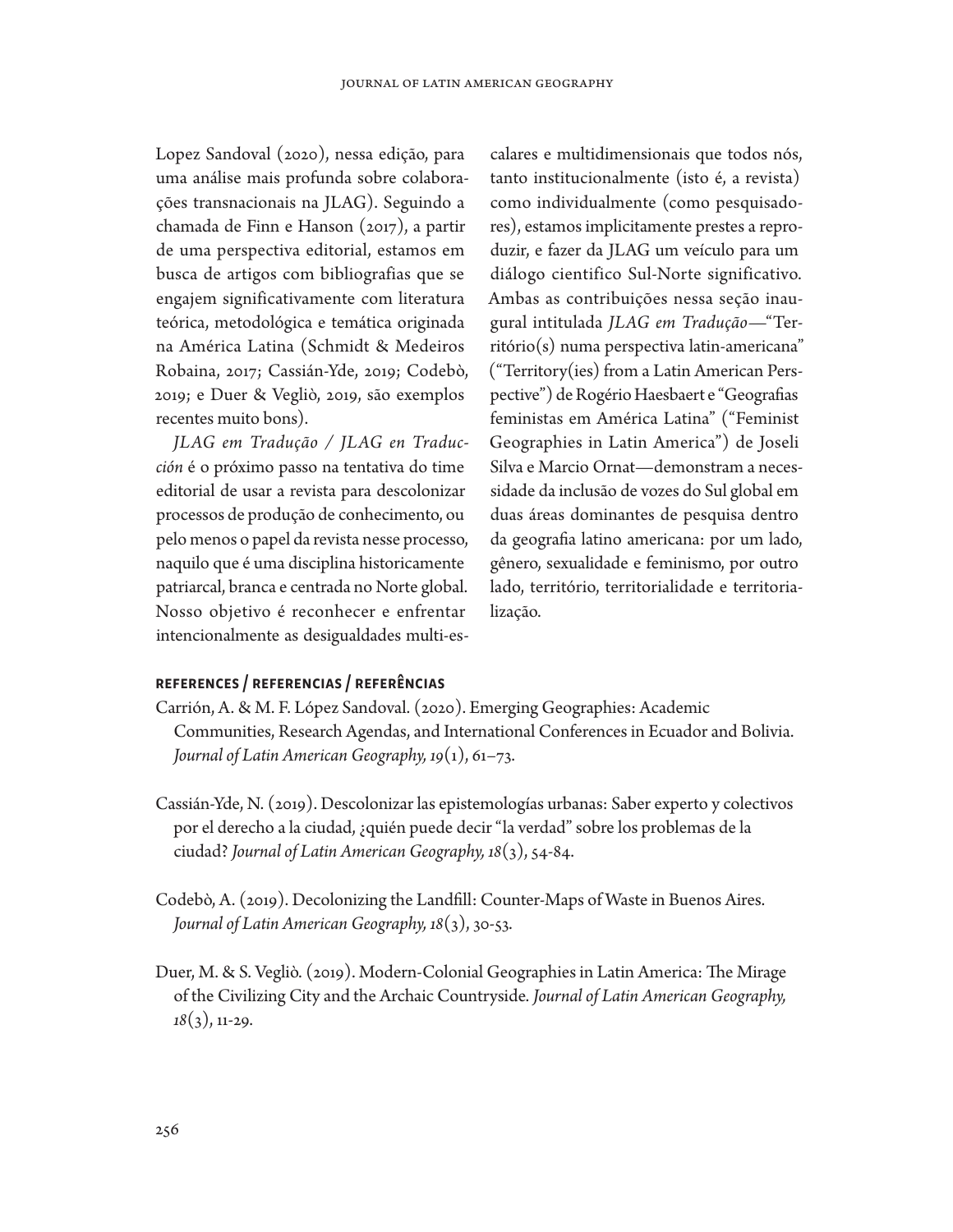Lopez Sandoval (2020), nessa edição, para uma análise mais profunda sobre colaborações transnacionais na JLAG). Seguindo a chamada de Finn e Hanson (2017), a partir de uma perspectiva editorial, estamos em busca de artigos com bibliografias que se engajem significativamente com literatura teórica, metodológica e temática originada na América Latina (Schmidt & Medeiros Robaina, 2017; Cassián-Yde, 2019; Codebò, 2019; e Duer & Vegliò, 2019, são exemplos recentes muito bons).

*JLAG em Tradução / JLAG en Traducción* é o próximo passo na tentativa do time editorial de usar a revista para descolonizar processos de produção de conhecimento, ou pelo menos o papel da revista nesse processo, naquilo que é uma disciplina historicamente patriarcal, branca e centrada no Norte global. Nosso objetivo é reconhecer e enfrentar intencionalmente as desigualdades multi-escalares e multidimensionais que todos nós, tanto institucionalmente (isto é, a revista) como individualmente (como pesquisadores), estamos implicitamente prestes a reproduzir, e fazer da JLAG um veículo para um diálogo cientifico Sul-Norte significativo. Ambas as contribuições nessa seção inaugural intitulada *JLAG em Tradução*—"Território(s) numa perspectiva latin-americana" ("Territory(ies) from a Latin American Perspective") de Rogério Haesbaert e "Geografias feministas em América Latina" ("Feminist Geographies in Latin America") de Joseli Silva e Marcio Ornat—demonstram a necessidade da inclusão de vozes do Sul global em duas áreas dominantes de pesquisa dentro da geografia latino americana: por um lado, gênero, sexualidade e feminismo, por outro lado, território, territorialidade e territorialização.

## REFERENCES / REFERENCIAS / REFERÊNCIAS

Carrión, A. & M. F. López Sandoval. (2020). Emerging Geographies: Academic Communities, Research Agendas, and International Conferences in Ecuador and Bolivia. *Journal of Latin American Geography, 19*(1), 61–73.

Cassián-Yde, N. (2019). Descolonizar las epistemologías urbanas: Saber experto y colectivos por el derecho a la ciudad, ¿quién puede decir "la verdad" sobre los problemas de la ciudad? *Journal of Latin American Geography, 18*(3), 54-84.

Codebò, A. (2019). Decolonizing the Landfill: Counter-Maps of Waste in Buenos Aires. *Journal of Latin American Geography, 18*(3), 30-53.

Duer, M. & S. Vegliò. (2019). Modern-Colonial Geographies in Latin America: The Mirage of the Civilizing City and the Archaic Countryside. *Journal of Latin American Geography, 18*(3), 11-29.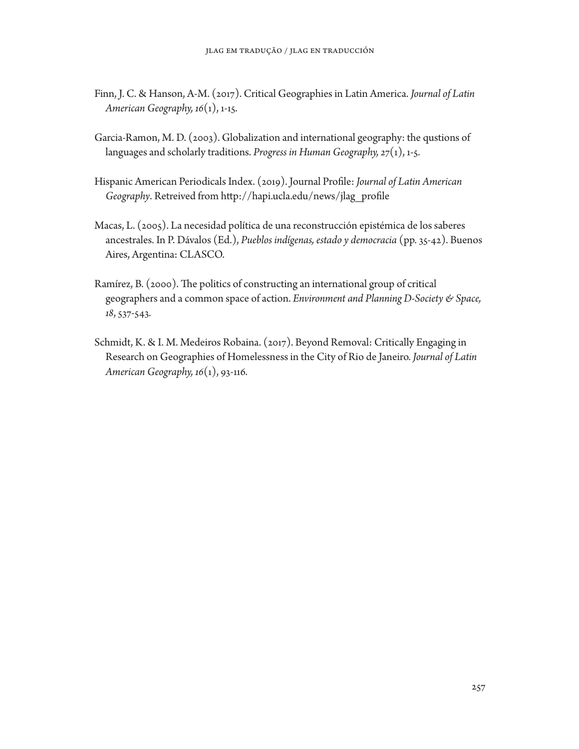Finn, J. C. & Hanson, A-M. (2017). Critical Geographies in Latin America. *Journal of Latin American Geography, 16*(1), 1-15.

Garcia-Ramon, M. D. (2003). Globalization and international geography: the qustions of languages and scholarly traditions. *Progress in Human Geography, 27*(1), 1-5.

Hispanic American Periodicals Index. (2019). Journal Profile: *Journal of Latin American Geography*. Retreived from http://hapi.ucla.edu/news/jlag_profile

Macas, L. (2005). La necesidad política de una reconstrucción epistémica de los saberes ancestrales. In P. Dávalos (Ed.), *Pueblos indígenas, estado y democracia* (pp. 35-42). Buenos Aires, Argentina: CLASCO.

Ramírez, B. (2000). The politics of constructing an international group of critical geographers and a common space of action. *Environment and Planning D-Society & Space, 18*, 537-543.

Schmidt, K. & I. M. Medeiros Robaina. (2017). Beyond Removal: Critically Engaging in Research on Geographies of Homelessness in the City of Rio de Janeiro. *Journal of Latin American Geography, 16*(1), 93-116.